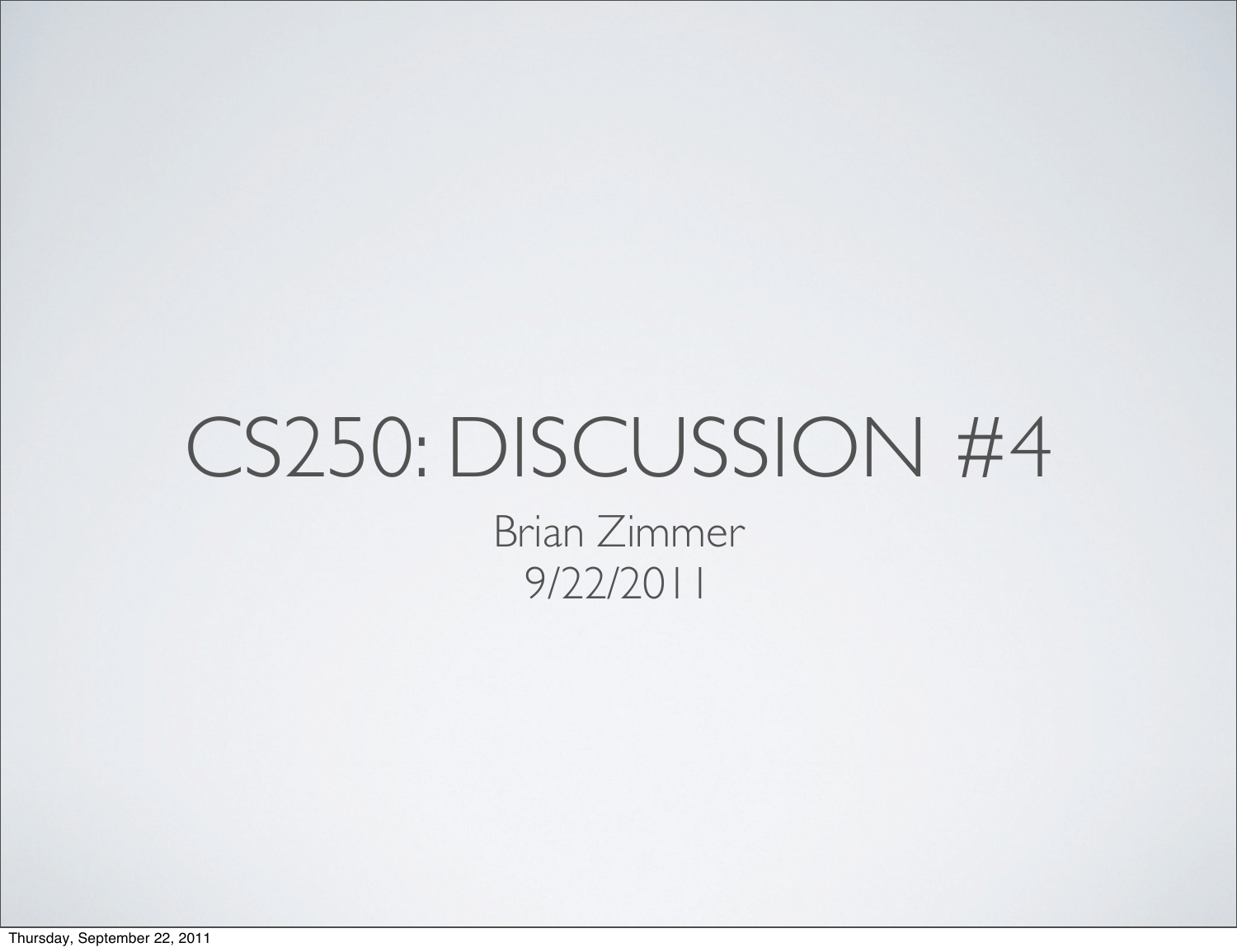# CS250: DISCUSSION #4

Brian Zimmer

9/22/2011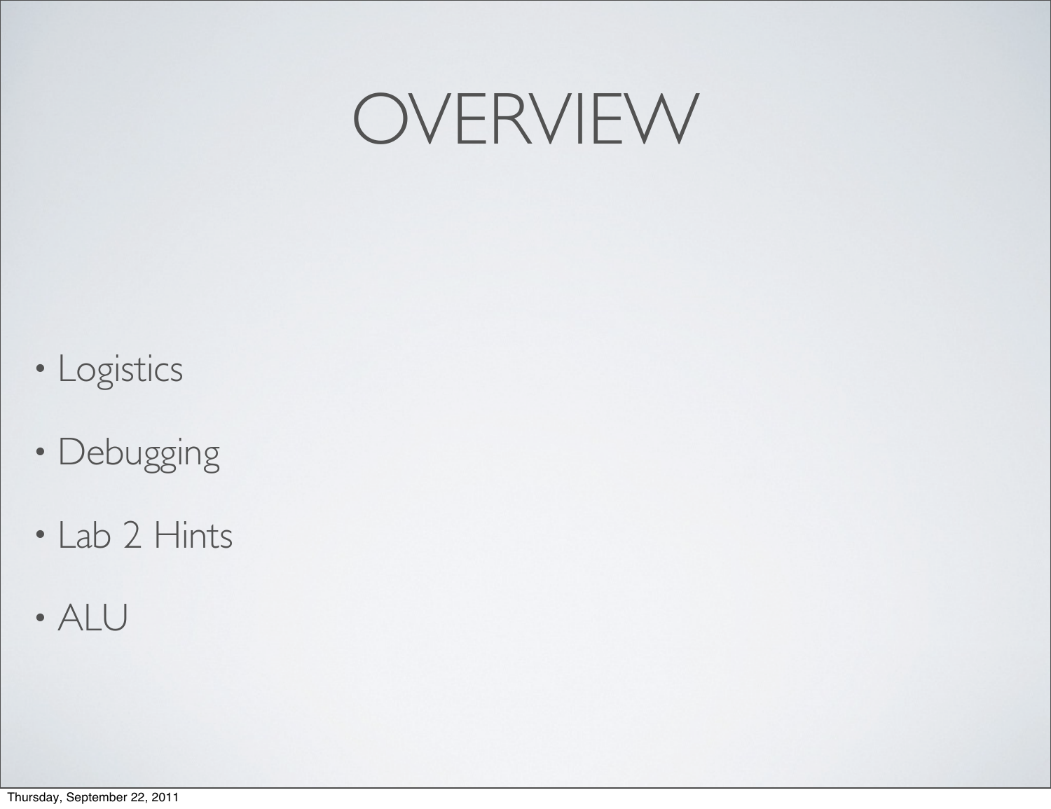# OVERVIEW

- Logistics
- Debugging
- Lab 2 Hints
- ALU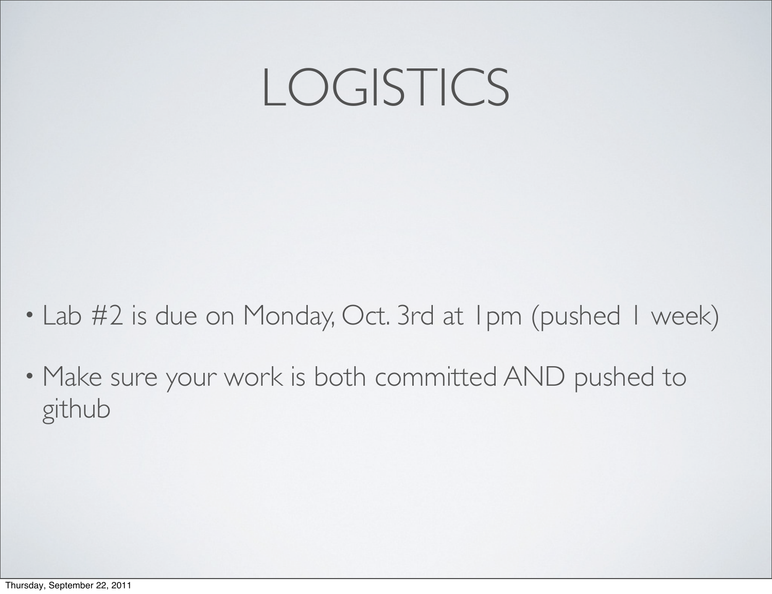# LOGISTICS

- Lab #2 is due on Monday, Oct. 3rd at 1pm (pushed 1 week)
- Make sure your work is both committed AND pushed to github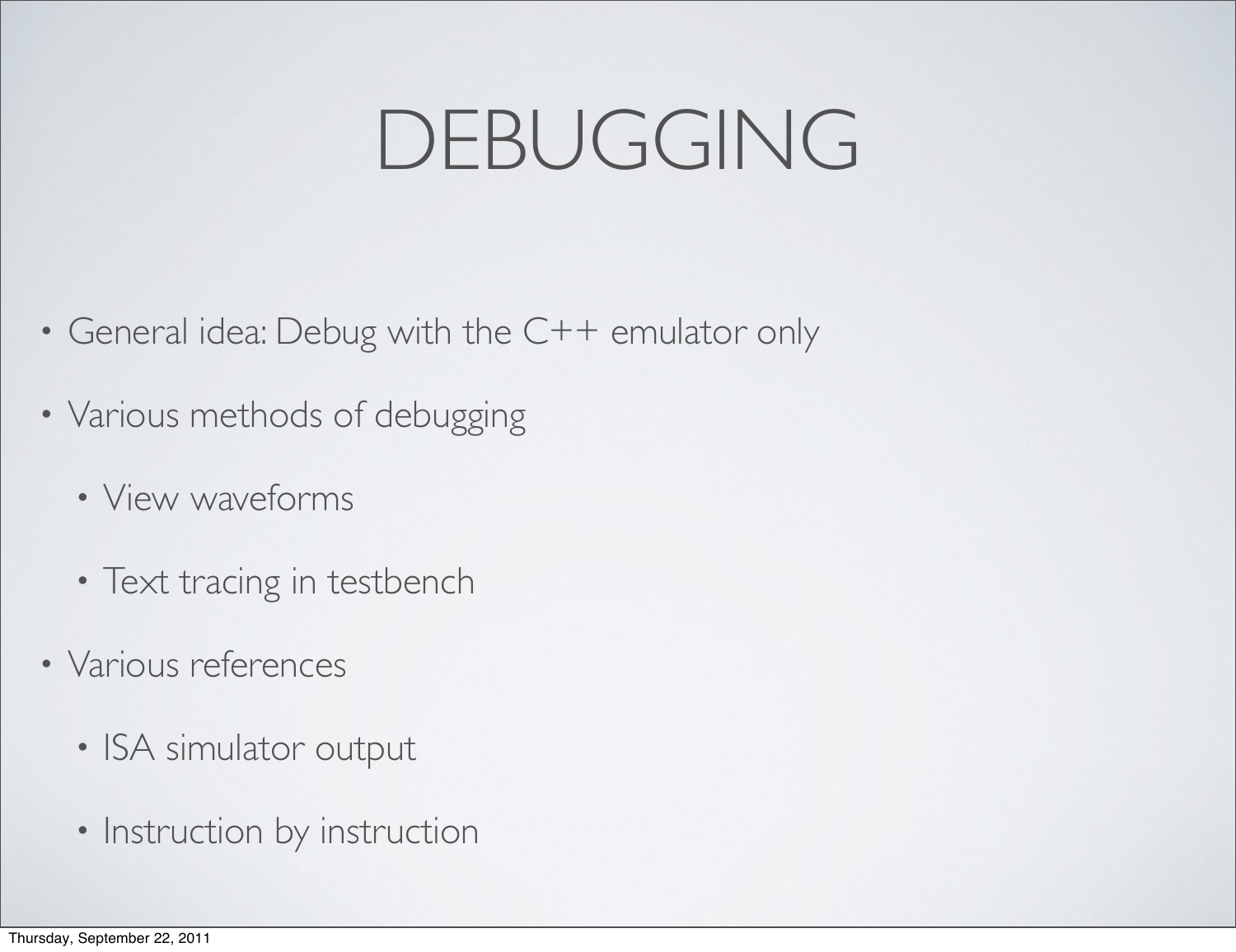# DEBUGGING

- General idea: Debug with the C++ emulator only
- Various methods of debugging
  - View waveforms
  - Text tracing in testbench
- Various references
  - ISA simulator output
  - Instruction by instruction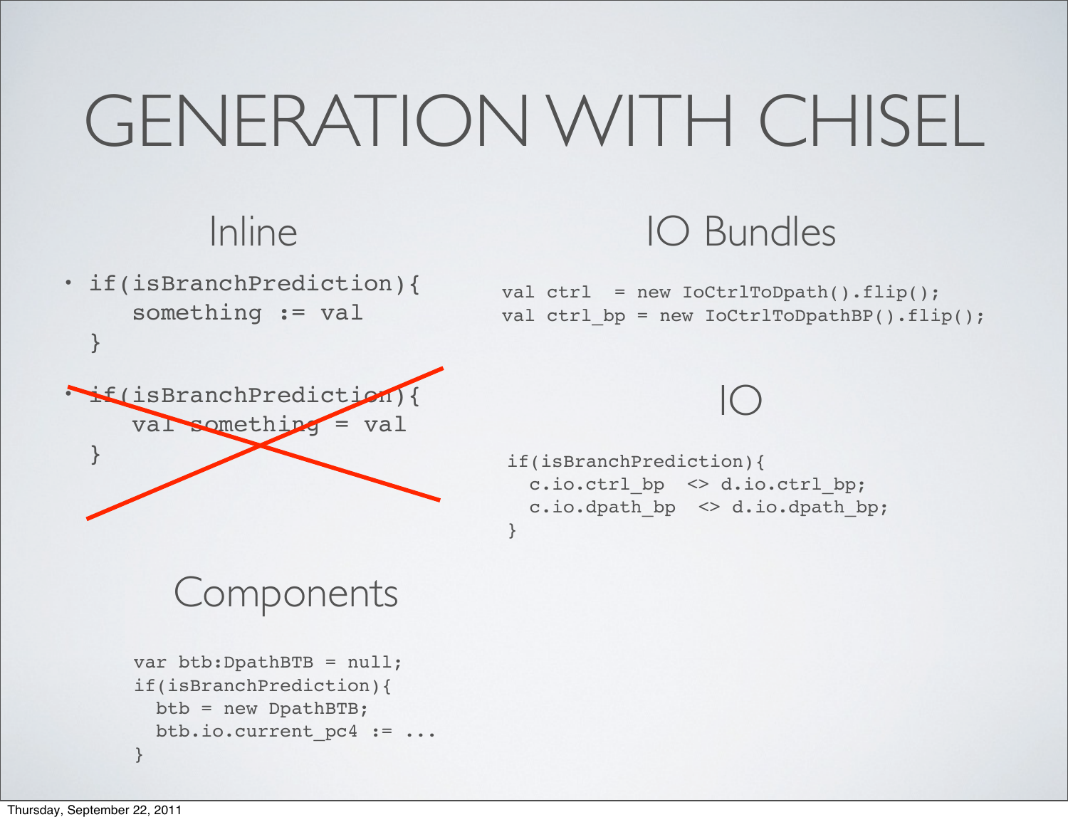# GENERATION WITH CHISEL

## Inline

- ```
  if(isBranchPrediction){
      something := val
  }
  ```
- ~~```
  if(isBranchPrediction){
      val something = val
  }
  ```~~

## IO Bundles

```
val ctrl    = new IoCtrlToDpath().flip();
val ctrl_bp = new IoCtrlToDpathBP().flip();
```

## IO

```
if(isBranchPrediction){
  c.io.ctrl_bp  <> d.io.ctrl_bp;
  c.io.dpath_bp  <> d.io.dpath_bp;
}
```

## Components

```
var btb:DpathBTB = null;
if(isBranchPrediction){
  btb = new DpathBTB;
  btb.io.current_pc4 := ...
}
```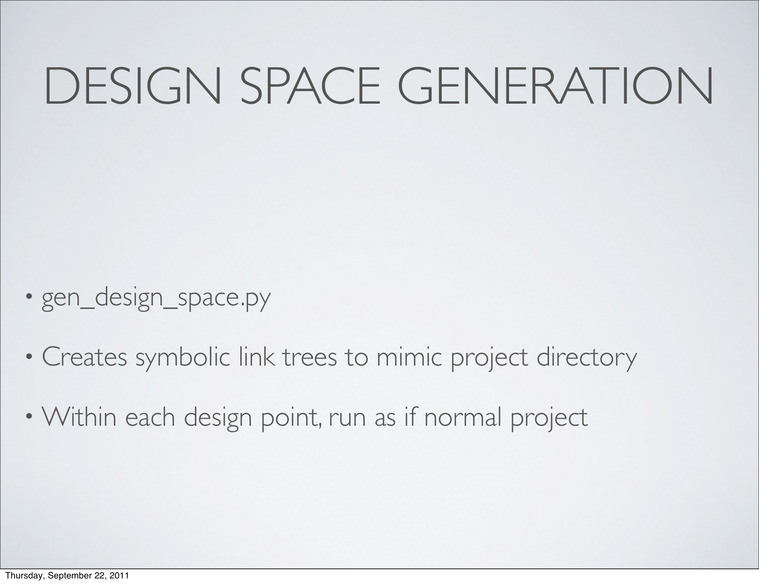# DESIGN SPACE GENERATION

- gen_design_space.py
- Creates symbolic link trees to mimic project directory
- Within each design point, run as if normal project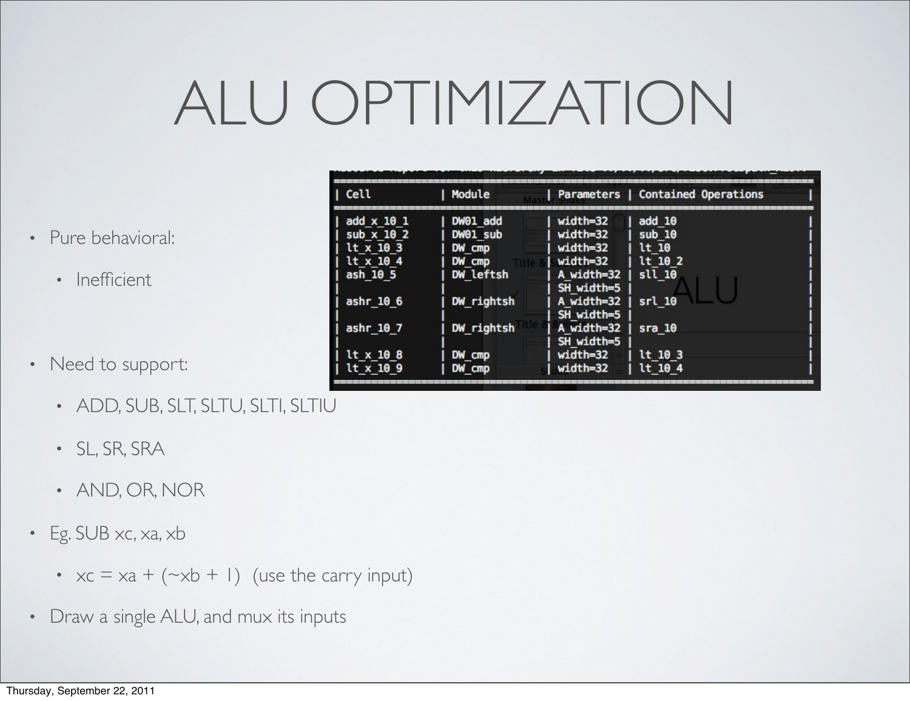# ALU OPTIMIZATION

| Cell | Module | Parameters | Contained Operations |
|---|---|---|---|
| add_x_10_1 | DW01_add | width=32 | add_10 |
| sub_x_10_2 | DW01_sub | width=32 | sub_10 |
| lt_x_10_3 | DW_cmp | width=32 | lt_10 |
| lt_x_10_4 | DW_cmp | width=32 | lt_10_2 |
| ash_10_5 | DW_leftsh | A_width=32 SH_width=5 | sll_10 |
| ashr_10_6 | DW_rightsh | A_width=32 SH_width=5 | srl_10 |
| ashr_10_7 | DW_rightsh | A_width=32 SH_width=5 | sra_10 |
| lt_x_10_8 | DW_cmp | width=32 | lt_10_3 |
| lt_x_10_9 | DW_cmp | width=32 | lt_10_4 |

- Pure behavioral:
  - Inefficient
- Need to support:
  - ADD, SUB, SLT, SLTU, SLTI, SLTIU
  - SL, SR, SRA
  - AND, OR, NOR
- Eg. SUB xc, xa, xb
  - xc = xa + (~xb + 1) (use the carry input)
- Draw a single ALU, and mux its inputs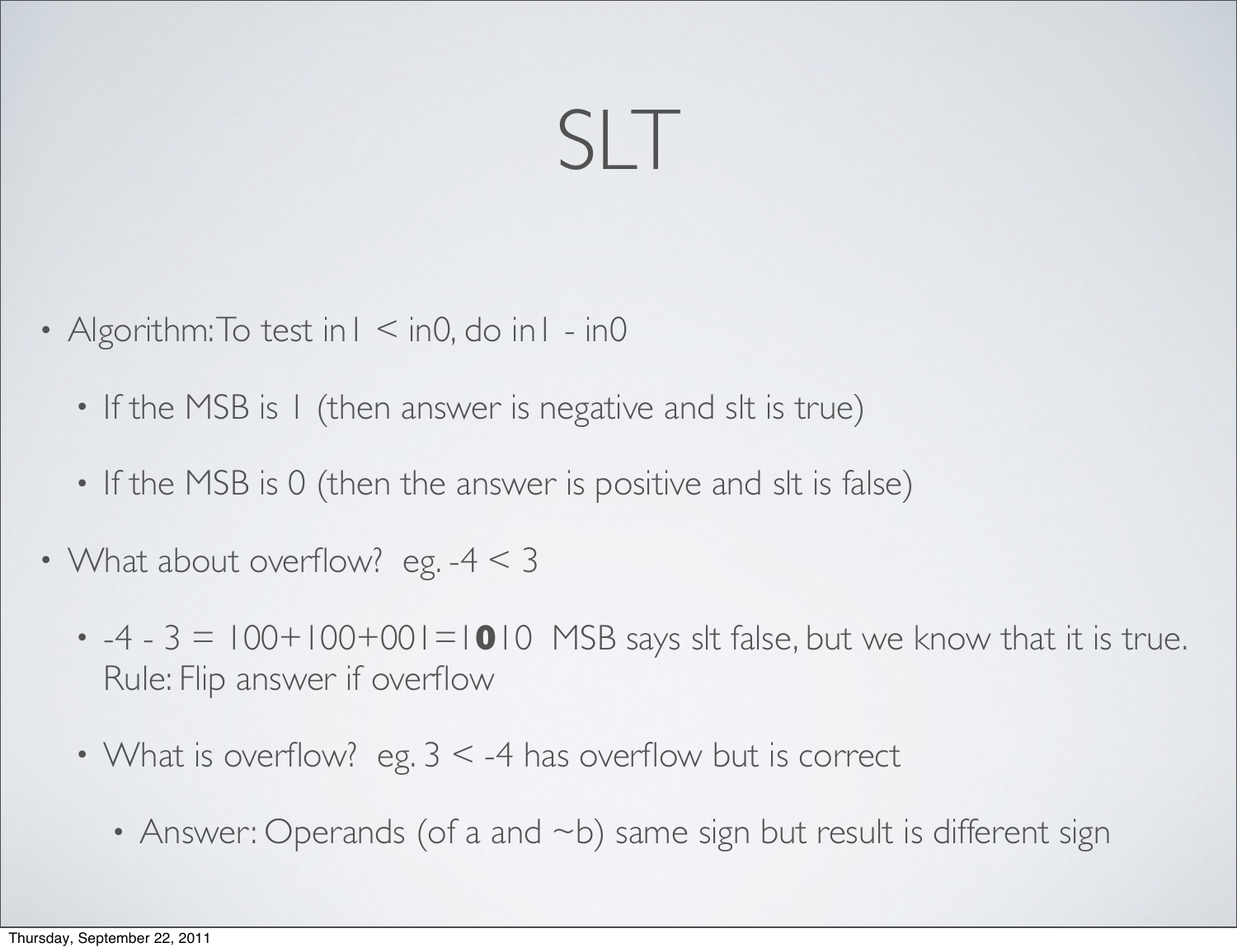# SLT

- Algorithm: To test in1 < in0, do in1 - in0
  - If the MSB is 1 (then answer is negative and slt is true)
  - If the MSB is 0 (then the answer is positive and slt is false)
- What about overflow? eg. -4 < 3
  - -4 - 3 = 100+100+001=1**0**10 MSB says slt false, but we know that it is true. Rule: Flip answer if overflow
  - What is overflow? eg. 3 < -4 has overflow but is correct
    - Answer: Operands (of a and ~b) same sign but result is different sign

Thursday, September 22, 2011